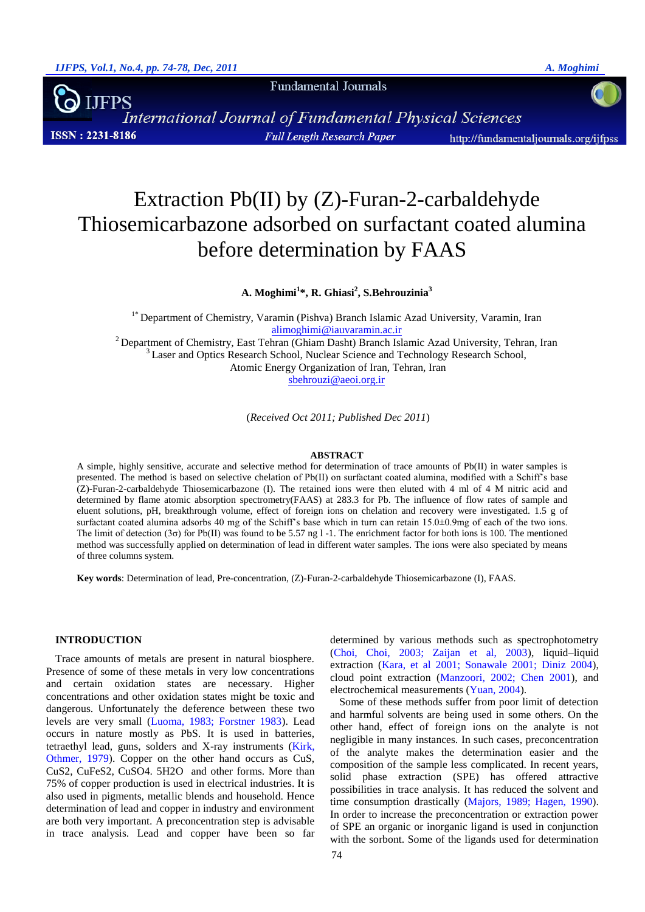# Extraction Pb(II) by (Z)-Furan-2-carbaldehyde Thiosemicarbazone adsorbed on surfactant coated alumina before determination by FAAS

**A. Moghimi[1]\*, R. Ghiasi[2], S.Behrouzinia[3]**

[1\*] Department of Chemistry, Varamin (Pishva) Branch Islamic Azad University, Varamin, Iran
alimoghimi@iauvaramin.ac.ir
[2] Department of Chemistry, East Tehran (Ghiam Dasht) Branch Islamic Azad University, Tehran, Iran
[3] Laser and Optics Research School, Nuclear Science and Technology Research School, Atomic Energy Organization of Iran, Tehran, Iran
sbehrouzi@aeoi.org.ir

(*Received Oct 2011; Published Dec 2011*)

## ABSTRACT

A simple, highly sensitive, accurate and selective method for determination of trace amounts of Pb(II) in water samples is presented. The method is based on selective chelation of Pb(II) on surfactant coated alumina, modified with a Schiff's base (Z)-Furan-2-carbaldehyde Thiosemicarbazone (I). The retained ions were then eluted with 4 ml of 4 M nitric acid and determined by flame atomic absorption spectrometry(FAAS) at 283.3 for Pb. The influence of flow rates of sample and eluent solutions, pH, breakthrough volume, effect of foreign ions on chelation and recovery were investigated. 1.5 g of surfactant coated alumina adsorbs 40 mg of the Schiff's base which in turn can retain 15.0±0.9mg of each of the two ions. The limit of detection (3σ) for Pb(II) was found to be 5.57 ng l -1. The enrichment factor for both ions is 100. The mentioned method was successfully applied on determination of lead in different water samples. The ions were also speciated by means of three columns system.

**Key words**: Determination of lead, Pre-concentration, (Z)-Furan-2-carbaldehyde Thiosemicarbazone (I), FAAS.

## INTRODUCTION

Trace amounts of metals are present in natural biosphere. Presence of some of these metals in very low concentrations and certain oxidation states are necessary. Higher concentrations and other oxidation states might be toxic and dangerous. Unfortunately the deference between these two levels are very small (Luoma, 1983; Forstner 1983). Lead occurs in nature mostly as PbS. It is used in batteries, tetraethyl lead, guns, solders and X-ray instruments (Kirk, Othmer, 1979). Copper on the other hand occurs as CuS, CuS2, CuFeS2, CuSO4. 5H2O and other forms. More than 75% of copper production is used in electrical industries. It is also used in pigments, metallic blends and household. Hence determination of lead and copper in industry and environment are both very important. A preconcentration step is advisable in trace analysis. Lead and copper have been so far determined by various methods such as spectrophotometry (Choi, Choi, 2003; Zaijan et al, 2003), liquid–liquid extraction (Kara, et al 2001; Sonawale 2001; Diniz 2004), cloud point extraction (Manzoori, 2002; Chen 2001), and electrochemical measurements (Yuan, 2004).

Some of these methods suffer from poor limit of detection and harmful solvents are being used in some others. On the other hand, effect of foreign ions on the analyte is not negligible in many instances. In such cases, preconcentration of the analyte makes the determination easier and the composition of the sample less complicated. In recent years, solid phase extraction (SPE) has offered attractive possibilities in trace analysis. It has reduced the solvent and time consumption drastically (Majors, 1989; Hagen, 1990). In order to increase the preconcentration or extraction power of SPE an organic or inorganic ligand is used in conjunction with the sorbent. Some of the ligands used for determination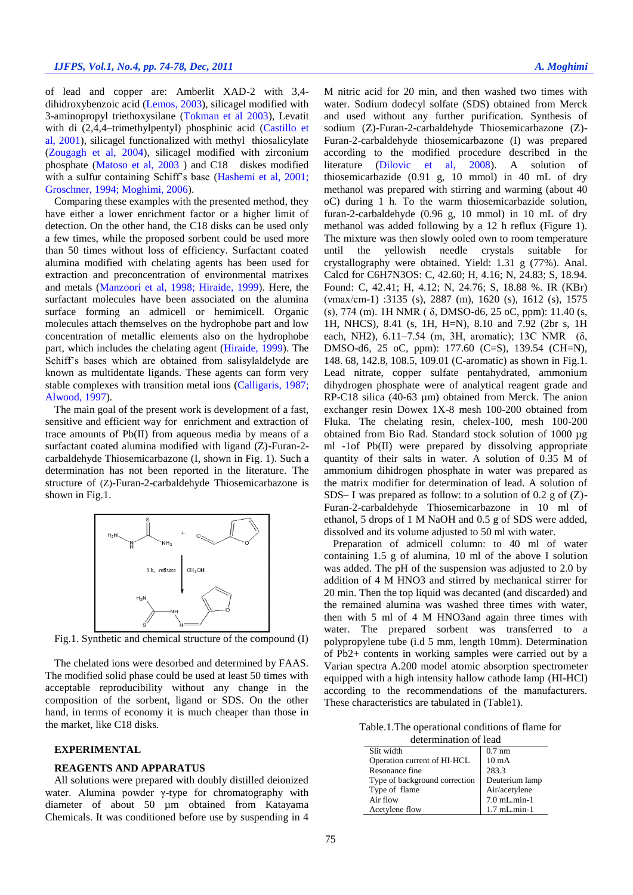of lead and copper are: Amberlit XAD-2 with 3,4-dihidroxybenzoic acid (Lemos, 2003), silicagel modified with 3-aminopropyl triethoxysilane (Tokman et al 2003), Levatit with di (2,4,4–trimethylpentyl) phosphinic acid (Castillo et al, 2001), silicagel functionalized with methyl thiosalicylate (Zougagh et al, 2004), silicagel modified with zirconium phosphate (Matoso et al, 2003 ) and C18 diskes modified with a sulfur containing Schiff's base (Hashemi et al, 2001; Groschner, 1994; Moghimi, 2006).

Comparing these examples with the presented method, they have either a lower enrichment factor or a higher limit of detection. On the other hand, the C18 disks can be used only a few times, while the proposed sorbent could be used more than 50 times without loss of efficiency. Surfactant coated alumina modified with chelating agents has been used for extraction and preconcentration of environmental matrixes and metals (Manzoori et al, 1998; Hiraide, 1999). Here, the surfactant molecules have been associated on the alumina surface forming an admicell or hemimicell. Organic molecules attach themselves on the hydrophobe part and low concentration of metallic elements also on the hydrophobe part, which includes the chelating agent (Hiraide, 1999). The Schiff's bases which are obtained from salisylaldelyde are known as multidentate ligands. These agents can form very stable complexes with transition metal ions (Calligaris, 1987; Alwood, 1997).

The main goal of the present work is development of a fast, sensitive and efficient way for enrichment and extraction of trace amounts of Pb(II) from aqueous media by means of a surfactant coated alumina modified with ligand (Z)-Furan-2-carbaldehyde Thiosemicarbazone (I, shown in Fig. 1). Such a determination has not been reported in the literature. The structure of (Z)-Furan-2-carbaldehyde Thiosemicarbazone is shown in Fig.1.

Fig.1. Synthetic and chemical structure of the compound (I)

The chelated ions were desorbed and determined by FAAS. The modified solid phase could be used at least 50 times with acceptable reproducibility without any change in the composition of the sorbent, ligand or SDS. On the other hand, in terms of economy it is much cheaper than those in the market, like C18 disks.

## EXPERIMENTAL

### REAGENTS AND APPARATUS

All solutions were prepared with doubly distilled deionized water. Alumina powder γ-type for chromatography with diameter of about 50 µm obtained from Katayama Chemicals. It was conditioned before use by suspending in 4 M nitric acid for 20 min, and then washed two times with water. Sodium dodecyl sulfate (SDS) obtained from Merck and used without any further purification. Synthesis of sodium (Z)-Furan-2-carbaldehyde Thiosemicarbazone (Z)-Furan-2-carbaldehyde thiosemicarbazone (I) was prepared according to the modified procedure described in the literature (Dilovic et al, 2008). A solution of thiosemicarbazide (0.91 g, 10 mmol) in 40 mL of dry methanol was prepared with stirring and warming (about 40 oC) during 1 h. To the warm thiosemicarbazide solution, furan-2-carbaldehyde (0.96 g, 10 mmol) in 10 mL of dry methanol was added following by a 12 h reflux (Figure 1). The mixture was then slowly ooled own to room temperature until the yellowish needle crystals suitable for crystallography were obtained. Yield: 1.31 g (77%). Anal. Calcd for $C_6H_7N_3OS$: C, 42.60; H, 4.16; N, 24.83; S, 18.94. Found: C, 42.41; H, 4.12; N, 24.76; S, 18.88 %. IR (KBr) (vmax/cm-1) :3135 (s), 2887 (m), 1620 (s), 1612 (s), 1575 (s), 774 (m). 1H NMR ( δ, DMSO-d6, 25 oC, ppm): 11.40 (s, 1H, NHCS), 8.41 (s, 1H, H=N), 8.10 and 7.92 (2br s, 1H each, NH2), 6.11–7.54 (m, 3H, aromatic); 13C NMR (δ, DMSO-d6, 25 oC, ppm): 177.60 (C=S), 139.54 (CH=N), 148. 68, 142.8, 108.5, 109.01 (C-aromatic) as shown in Fig.1. Lead nitrate, copper sulfate pentahydrated, ammonium dihydrogen phosphate were of analytical reagent grade and RP-C18 silica (40-63 µm) obtained from Merck. The anion exchanger resin Dowex 1X-8 mesh 100-200 obtained from Fluka. The chelating resin, chelex-100, mesh 100-200 obtained from Bio Rad. Standard stock solution of 1000 µg ml -1of Pb(II) were prepared by dissolving appropriate quantity of their salts in water. A solution of 0.35 M of ammonium dihydrogen phosphate in water was prepared as the matrix modifier for determination of lead. A solution of SDS– I was prepared as follow: to a solution of 0.2 g of (Z)-Furan-2-carbaldehyde Thiosemicarbazone in 10 ml of ethanol, 5 drops of 1 M NaOH and 0.5 g of SDS were added, dissolved and its volume adjusted to 50 ml with water.

Preparation of admicell column: to 40 ml of water containing 1.5 g of alumina, 10 ml of the above I solution was added. The pH of the suspension was adjusted to 2.0 by addition of 4 M $HNO_3$ and stirred by mechanical stirrer for 20 min. Then the top liquid was decanted (and discarded) and the remained alumina was washed three times with water, then with 5 ml of 4 M $HNO_3$and again three times with water. The prepared sorbent was transferred to a polypropylene tube (i.d 5 mm, length 10mm). Determination of $Pb^{2+}$ contents in working samples were carried out by a Varian spectra A.200 model atomic absorption spectrometer equipped with a high intensity hallow cathode lamp (HI-HCl) according to the recommendations of the manufacturers. These characters are tabulated in (Table1).

Table.1.The operational conditions of flame for determination of lead

| | |
|---|---|
| Slit width | 0.7 nm |
| Operation current of HI-HCL | 10 mA |
| Resonance fine | 283.3 |
| Type of background correction | Deuterium lamp |
| Type of flame | Air/acetylene |
| Air flow | 7.0 mL.min-1 |
| Acetylene flow | 1.7 mL.min-1 |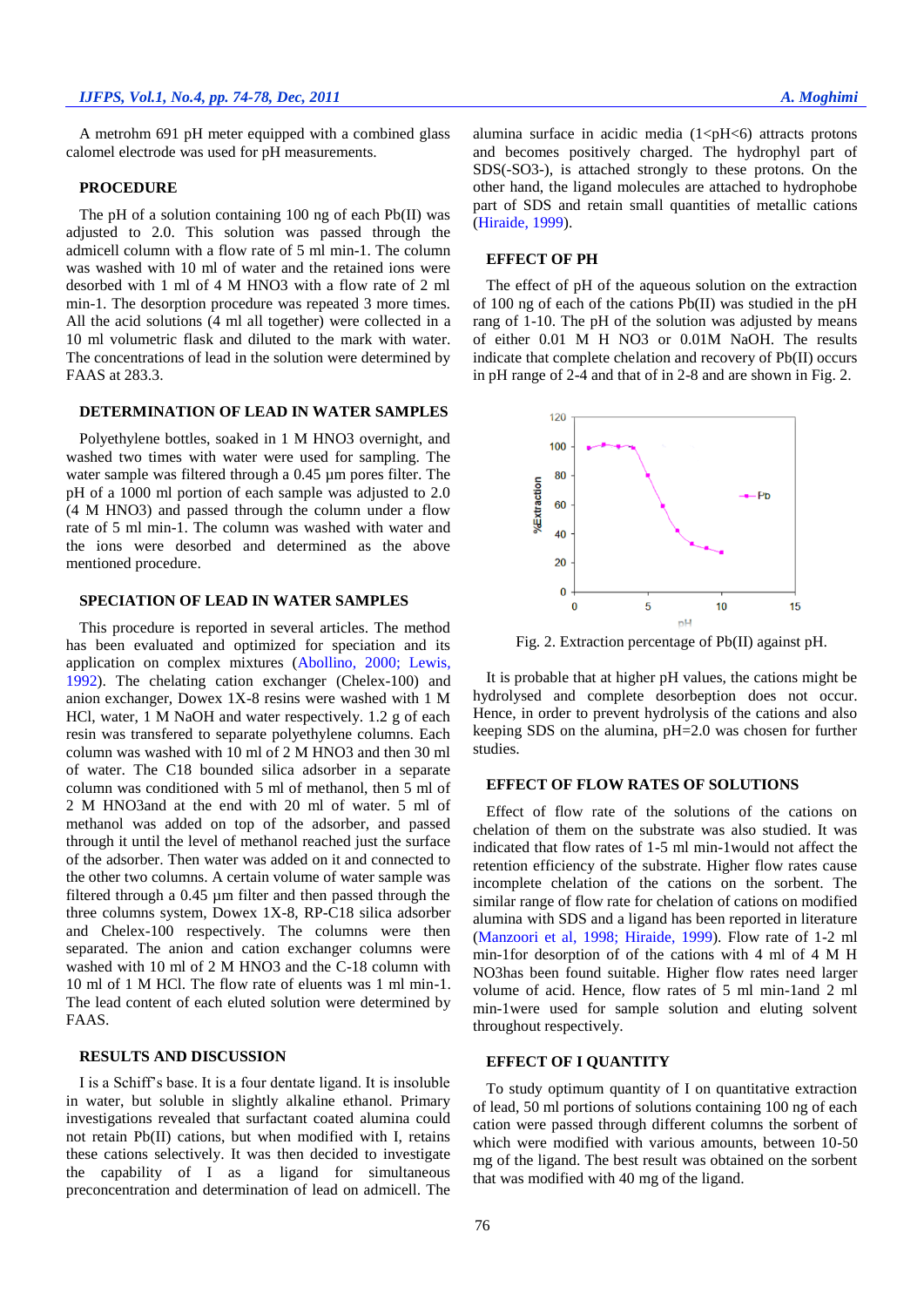A metrohm 691 pH meter equipped with a combined glass calomel electrode was used for pH measurements.

## PROCEDURE

The pH of a solution containing 100 ng of each Pb(II) was adjusted to 2.0. This solution was passed through the admicell column with a flow rate of 5 ml min-1. The column was washed with 10 ml of water and the retained ions were desorbed with 1 ml of 4 M HNO3 with a flow rate of 2 ml min-1. The desorption procedure was repeated 3 more times. All the acid solutions (4 ml all together) were collected in a 10 ml volumetric flask and diluted to the mark with water. The concentrations of lead in the solution were determined by FAAS at 283.3.

## DETERMINATION OF LEAD IN WATER SAMPLES

Polyethylene bottles, soaked in 1 M HNO3 overnight, and washed two times with water were used for sampling. The water sample was filtered through a 0.45 µm pores filter. The pH of a 1000 ml portion of each sample was adjusted to 2.0 (4 M HNO3) and passed through the column under a flow rate of 5 ml min-1. The column was washed with water and the ions were desorbed and determined as the above mentioned procedure.

## SPECIATION OF LEAD IN WATER SAMPLES

This procedure is reported in several articles. The method has been evaluated and optimized for speciation and its application on complex mixtures (Abollino, 2000; Lewis, 1992). The chelating cation exchanger (Chelex-100) and anion exchanger, Dowex 1X-8 resins were washed with 1 M HCl, water, 1 M NaOH and water respectively. 1.2 g of each resin was transfered to separate polyethylene columns. Each column was washed with 10 ml of 2 M HNO3 and then 30 ml of water. The C18 bounded silica adsorber in a separate column was conditioned with 5 ml of methanol, then 5 ml of 2 M HNO3and at the end with 20 ml of water. 5 ml of methanol was added on top of the adsorber, and passed through it until the level of methanol reached just the surface of the adsorber. Then water was added on it and connected to the other two columns. A certain volume of water sample was filtered through a 0.45 µm filter and then passed through the three columns system, Dowex 1X-8, RP-C18 silica adsorber and Chelex-100 respectively. The columns were then separated. The anion and cation exchanger columns were washed with 10 ml of 2 M HNO3 and the C-18 column with 10 ml of 1 M HCl. The flow rate of eluents was 1 ml min-1. The lead content of each eluted solution were determined by FAAS.

## RESULTS AND DISCUSSION

I is a Schiff's base. It is a four dentate ligand. It is insoluble in water, but soluble in slightly alkaline ethanol. Primary investigations revealed that surfactant coated alumina could not retain Pb(II) cations, but when modified with I, retains these cations selectively. It was then decided to investigate the capability of I as a ligand for simultaneous preconcentration and determination of lead on admicell. The alumina surface in acidic media (1<pH<6) attracts protons and becomes positively charged. The hydrophyl part of SDS(-SO3-), is attached strongly to these protons. On the other hand, the ligand molecules are attached to hydrophobe part of SDS and retain small quantities of metallic cations (Hiraide, 1999).

## EFFECT OF PH

The effect of pH of the aqueous solution on the extraction of 100 ng of each of the cations Pb(II) was studied in the pH rang of 1-10. The pH of the solution was adjusted by means of either 0.01 M NO3 or 0.01M NaOH. The results indicate that complete chelation and recovery of Pb(II) occurs in pH range of 2-4 and that of in 2-8 and are shown in Fig. 2.

Fig. 2. Extraction percentage of Pb(II) against pH.

It is probable that at higher pH values, the cations might be hydrolysed and complete desorbeption does not occur. Hence, in order to prevent hydrolysis of the cations and also keeping SDS on the alumina, pH=2.0 was chosen for further studies.

## EFFECT OF FLOW RATES OF SOLUTIONS

Effect of flow rate of the solutions of the cations on chelation of them on the substrate was also studied. It was indicated that flow rates of 1-5 ml min-1would not affect the retention efficiency of the substrate. Higher flow rates cause incomplete chelation of the cations on the sorbent. The similar range of flow rate for chelation of cations on modified alumina with SDS and a ligand has been reported in literature (Manzoori et al, 1998; Hiraide, 1999). Flow rate of 1-2 ml min-1for desorption of of the cations with 4 ml of 4 M H NO3has been found suitable. Higher flow rates need larger volume of acid. Hence, flow rates of 5 ml min-1and 2 ml min-1were used for sample solution and eluting solvent throughout respectively.

## EFFECT OF I QUANTITY

To study optimum quantity of I on quantitative extraction of lead, 50 ml portions of solutions containing 100 ng of each cation were passed through different columns the sorbent of which were modified with various amounts, between 10-50 mg of the ligand. The best result was obtained on the sorbent that was modified with 40 mg of the ligand.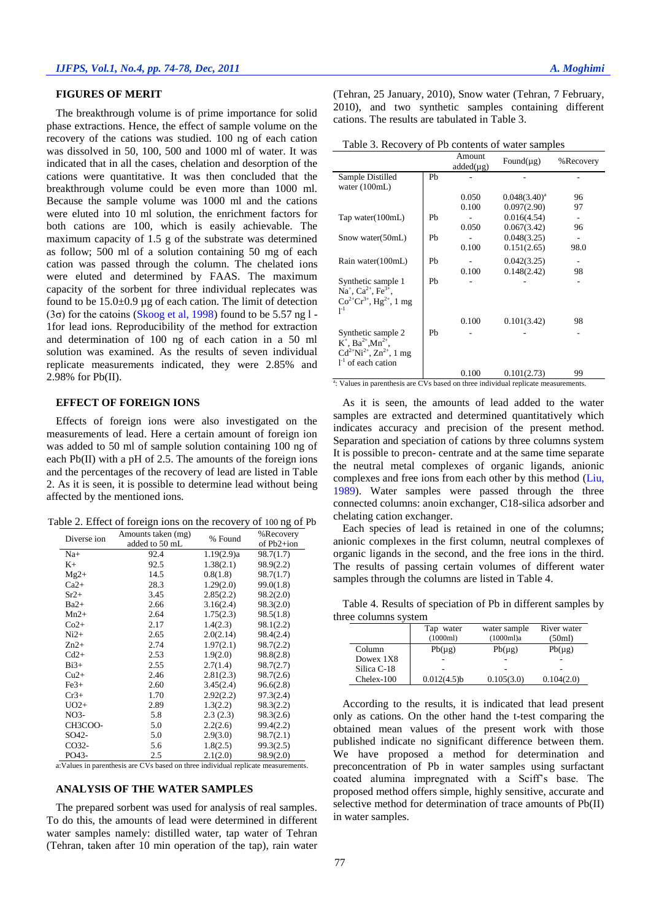## FIGURES OF MERIT

The breakthrough volume is of prime importance for solid phase extractions. Hence, the effect of sample volume on the recovery of the cations was studied. 100 ng of each cation was dissolved in 50, 100, 500 and 1000 ml of water. It was indicated that in all the cases, chelation and desorption of the cations were quantitative. It was then concluded that the breakthrough volume could be even more than 1000 ml. Because the sample volume was 1000 ml and the cations were eluted into 10 ml solution, the enrichment factors for both cations are 100, which is easily achievable. The maximum capacity of 1.5 g of the substrate was determined as follow; 500 ml of a solution containing 50 mg of each cation was passed through the column. The chelated ions were eluted and determined by FAAS. The maximum capacity of the sorbent for three individual replecates was found to be 15.0±0.9 µg of each cation. The limit of detection (3σ) for the catoins (Skoog et al, 1998) found to be 5.57 ng l - 1for lead ions. Reproducibility of the method for extraction and determination of 100 ng of each cation in a 50 ml solution was examined. As the results of seven individual replicate measurements indicated, they were 2.85% and 2.98% for Pb(II).

## EFFECT OF FOREIGN IONS

Effects of foreign ions were also investigated on the measurements of lead. Here a certain amount of foreign ion was added to 50 ml of sample solution containing 100 ng of each Pb(II) with a pH of 2.5. The amounts of the foreign ions and the percentages of the recovery of lead are listed in Table 2. As it is seen, it is possible to determine lead without being affected by the mentioned ions.

Table 2. Effect of foreign ions on the recovery of 100 ng of Pb

| Diverse ion | Amounts taken (mg) added to 50 mL | % Found | %Recovery of Pb2+ion |
|---|---|---|---|
| Na+ | 92.4 | 1.19(2.9)a | 98.7(1.7) |
| K+ | 92.5 | 1.38(2.1) | 98.9(2.2) |
| Mg2+ | 14.5 | 0.8(1.8) | 98.7(1.7) |
| Ca2+ | 28.3 | 1.29(2.0) | 99.0(1.8) |
| Sr2+ | 3.45 | 2.85(2.2) | 98.2(2.0) |
| Ba2+ | 2.66 | 3.16(2.4) | 98.3(2.0) |
| Mn2+ | 2.64 | 1.75(2.3) | 98.5(1.8) |
| Co2+ | 2.17 | 1.4(2.3) | 98.1(2.2) |
| Ni2+ | 2.65 | 2.0(2.14) | 98.4(2.4) |
| Zn2+ | 2.74 | 1.97(2.1) | 98.7(2.2) |
| Cd2+ | 2.53 | 1.9(2.0) | 98.8(2.8) |
| Bi3+ | 2.55 | 2.7(1.4) | 98.7(2.7) |
| Cu2+ | 2.46 | 2.81(2.3) | 98.7(2.6) |
| Fe3+ | 2.60 | 3.45(2.4) | 96.6(2.8) |
| Cr3+ | 1.70 | 2.92(2.2) | 97.3(2.4) |
| UO2+ | 2.89 | 1.3(2.2) | 98.3(2.2) |
| NO3- | 5.8 | 2.3 (2.3) | 98.3(2.6) |
| CH3COO- | 5.0 | 2.2(2.6) | 99.4(2.2) |
| SO42- | 5.0 | 2.9(3.0) | 98.7(2.1) |
| CO32- | 5.6 | 1.8(2.5) | 99.3(2.5) |
| PO43- | 2.5 | 2.1(2.0) | 98.9(2.0) |

a:Values in parenthesis are CVs based on three individual replicate measurements.

## ANALYSIS OF THE WATER SAMPLES

The prepared sorbent was used for analysis of real samples. To do this, the amounts of lead were determined in different water samples namely: distilled water, tap water of Tehran (Tehran, taken after 10 min operation of the tap), rain water (Tehran, 25 January, 2010), Snow water (Tehran, 7 February, 2010), and two synthetic samples containing different cations. The results are tabulated in Table 3.

Table 3. Recovery of Pb contents of water samples

| | | Amount added(µg) | Found(µg) | %Recovery |
|---|---|---|---|---|
| Sample Distilled water (100mL) | Pb | - | - | - |
| | | 0.050 | 0.048(3.40)[a] | 96 |
| | | 0.100 | 0.097(2.90) | 97 |
| Tap water(100mL) | Pb | - | 0.016(4.54) | - |
| | | 0.050 | 0.067(3.42) | 96 |
| Snow water(50mL) | Pb | - | 0.048(3.25) | - |
| | | 0.100 | 0.151(2.65) | 98.0 |
| Rain water(100mL) | Pb | - | 0.042(3.25) | - |
| | | 0.100 | 0.148(2.42) | 98 |
| Synthetic sample 1 $Na^{+}$, $Ca^{2+}$, $Fe^{3+}$, $Co^{2+}Cr^{3+}$, $Hg^{2+}$, 1 mg $l^{-1}$ | Pb | - | - | - |
| | | 0.100 | 0.101(3.42) | 98 |
| Synthetic sample 2 $K^{+}$, $Ba^{2+}$, $Mn^{2+}$, $Cd^{2+}Ni^{2+}$, $Zn^{2+}$, 1 mg $l^{-1}$ of each cation | Pb | - | - | - |
| | | 0.100 | 0.101(2.73) | 99 |

[a]: Values in parenthesis are CVs based on three individual replicate measurements.

As it is seen, the amounts of lead added to the water samples are extracted and determined quantitatively which indicates accuracy and precision of the present method. Separation and speciation of cations by three columns system It is possible to precon- centrate and at the same time separate the neutral metal complexes of organic ligands, anionic complexes and free ions from each other by this method (Liu, 1989). Water samples were passed through the three connected columns: anoin exchanger, C18-silica adsorber and chelating cation exchanger.

Each species of lead is retained in one of the columns; anionic complexes in the first column, neutral complexes of organic ligands in the second, and the free ions in the third. The results of passing certain volumes of different water samples through the columns are listed in Table 4.

Table 4. Results of speciation of Pb in different samples by three columns system

| | Tap water (1000ml) | water sample (1000ml)a | River water (50ml) |
|---|---|---|---|
| Column | Pb(µg) | Pb(µg) | Pb(µg) |
| Dowex 1X8 | - | - | - |
| Silica C-18 | - | - | - |
| Chelex-100 | 0.012(4.5)b | 0.105(3.0) | 0.104(2.0) |

According to the results, it is indicated that lead present only as cations. On the other hand the t-test comparing the obtained mean values of the present work with those published indicate no significant difference between them. We have proposed a method for determination and preconcentration of Pb in water samples using surfactant coated alumina impregnated with a Sciff's base. The proposed method offers simple, highly sensitive, accurate and selective method for determination of trace amounts of Pb(II) in water samples.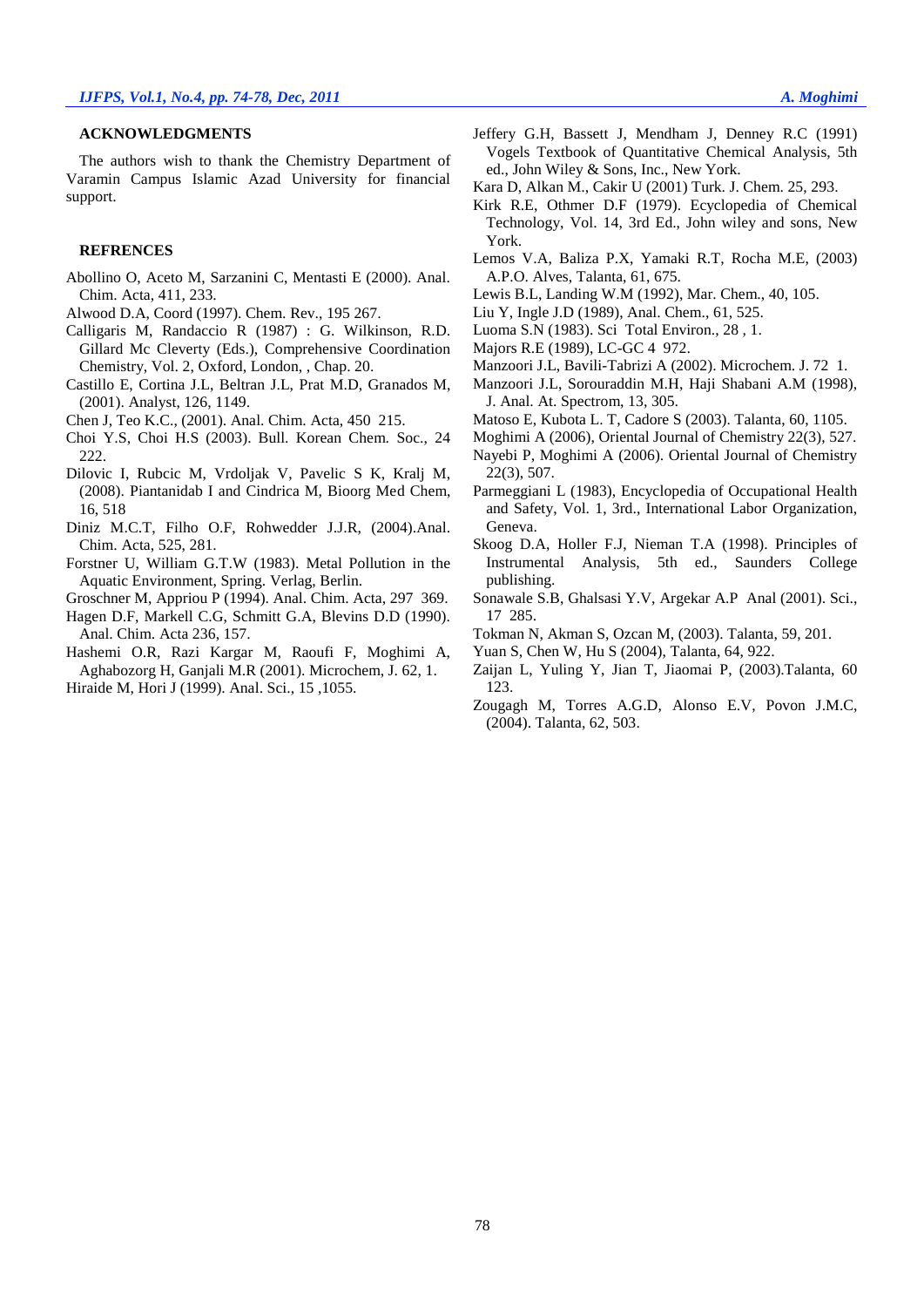## ACKNOWLEDGMENTS

The authors wish to thank the Chemistry Department of Varamin Campus Islamic Azad University for financial support.

## REFRENCES

Abollino O, Aceto M, Sarzanini C, Mentasti E (2000). Anal. Chim. Acta, 411, 233.

Alwood D.A, Coord (1997). Chem. Rev., 195 267.

Calligaris M, Randaccio R (1987) : G. Wilkinson, R.D. Gillard Mc Cleverty (Eds.), Comprehensive Coordination Chemistry, Vol. 2, Oxford, London, , Chap. 20.

Castillo E, Cortina J.L, Beltran J.L, Prat M.D, Granados M, (2001). Analyst, 126, 1149.

Chen J, Teo K.C., (2001). Anal. Chim. Acta, 450 215.

Choi Y.S, Choi H.S (2003). Bull. Korean Chem. Soc., 24 222.

Dilovic I, Rubcic M, Vrdoljak V, Pavelic S K, Kralj M, (2008). Piantanidab I and Cindrica M, Bioorg Med Chem, 16, 518

Diniz M.C.T, Filho O.F, Rohwedder J.J.R, (2004).Anal. Chim. Acta, 525, 281.

Forstner U, William G.T.W (1983). Metal Pollution in the Aquatic Environment, Spring. Verlag, Berlin.

Groschner M, Appriou P (1994). Anal. Chim. Acta, 297 369.

Hagen D.F, Markell C.G, Schmitt G.A, Blevins D.D (1990). Anal. Chim. Acta 236, 157.

Hashemi O.R, Razi Kargar M, Raoufi F, Moghimi A, Aghabozorg H, Ganjali M.R (2001). Microchem, J. 62, 1.

Hiraide M, Hori J (1999). Anal. Sci., 15 ,1055.

Jeffery G.H, Bassett J, Mendham J, Denney R.C (1991) Vogels Textbook of Quantitative Chemical Analysis, 5th ed., John Wiley & Sons, Inc., New York.

Kara D, Alkan M., Cakir U (2001) Turk. J. Chem. 25, 293.

Kirk R.E, Othmer D.F (1979). Ecyclopedia of Chemical Technology, Vol. 14, 3rd Ed., John wiley and sons, New York.

Lemos V.A, Baliza P.X, Yamaki R.T, Rocha M.E, (2003) A.P.O. Alves, Talanta, 61, 675.

Lewis B.L, Landing W.M (1992), Mar. Chem., 40, 105.

Liu Y, Ingle J.D (1989), Anal. Chem., 61, 525.

Luoma S.N (1983). Sci Total Environ., 28 , 1.

Majors R.E (1989), LC-GC 4 972.

Manzoori J.L, Bavili-Tabrizi A (2002). Microchem. J. 72 1.

Manzoori J.L, Sorouraddin M.H, Haji Shabani A.M (1998), J. Anal. At. Spectrom, 13, 305.

Matoso E, Kubota L. T, Cadore S (2003). Talanta, 60, 1105.

Moghimi A (2006), Oriental Journal of Chemistry 22(3), 527.

Nayebi P, Moghimi A (2006). Oriental Journal of Chemistry 22(3), 507.

Parmeggiani L (1983), Encyclopedia of Occupational Health and Safety, Vol. 1, 3rd., International Labor Organization, Geneva.

Skoog D.A, Holler F.J, Nieman T.A (1998). Principles of Instrumental Analysis, 5th ed., Saunders College publishing.

Sonawale S.B, Ghalsasi Y.V, Argekar A.P Anal (2001). Sci., 17 285.

Tokman N, Akman S, Ozcan M, (2003). Talanta, 59, 201.

Yuan S, Chen W, Hu S (2004), Talanta, 64, 922.

Zaijan L, Yuling Y, Jian T, Jiaomai P, (2003).Talanta, 60 123.

Zougagh M, Torres A.G.D, Alonso E.V, Povon J.M.C, (2004). Talanta, 62, 503.